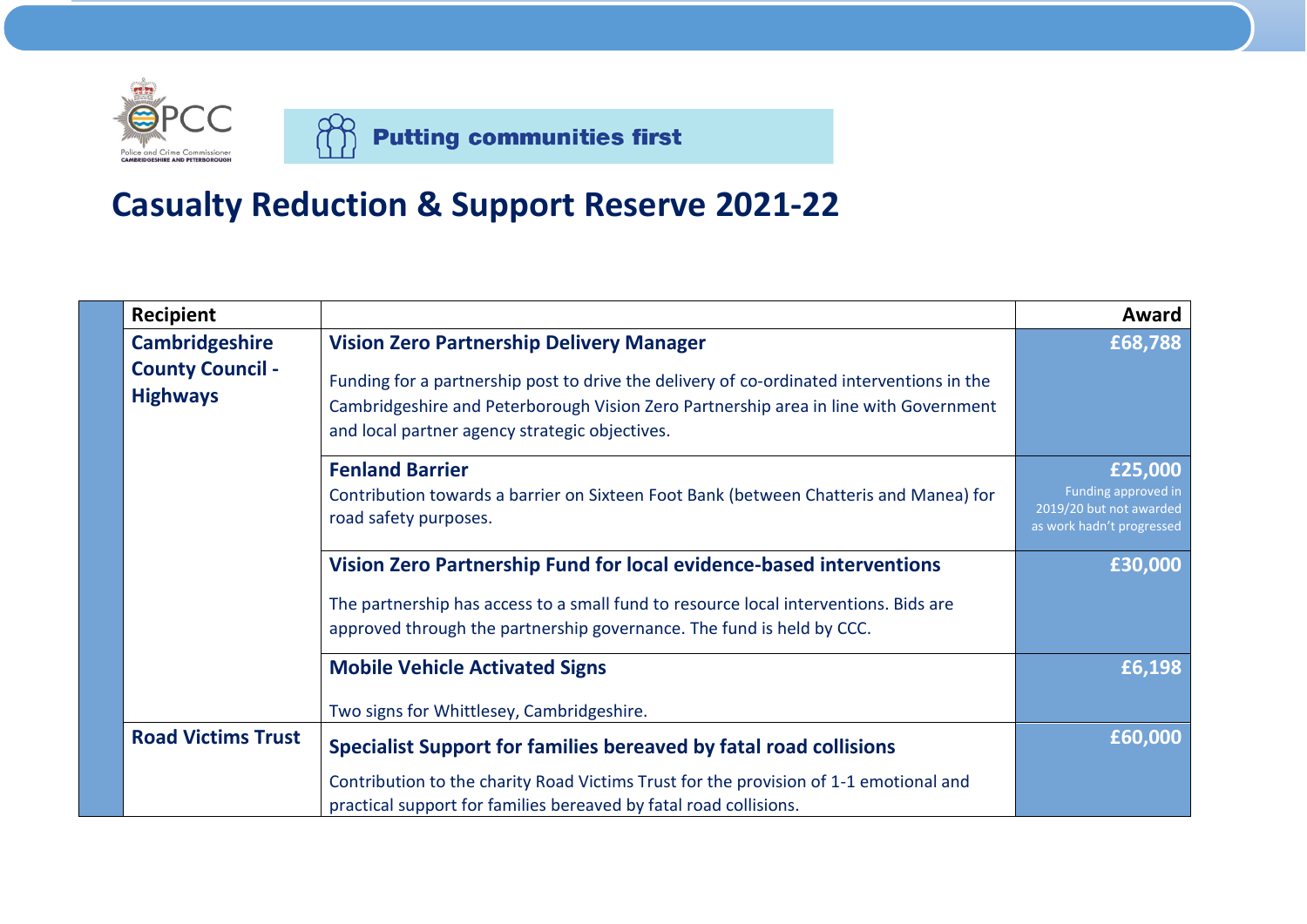Putting communities first

# Casualty Reduction & Support Reserve 2021-22

| Recipient | | Award |
|---|---|---|
| **Cambridgeshire County Council - Highways** | **Vision Zero Partnership Delivery Manager**<br><br>Funding for a partnership post to drive the delivery of co-ordinated interventions in the Cambridgeshire and Peterborough Vision Zero Partnership area in line with Government and local partner agency strategic objectives. | **£68,788** |
| | **Fenland Barrier**<br>Contribution towards a barrier on Sixteen Foot Bank (between Chatteris and Manea) for road safety purposes. | **£25,000**<br>Funding approved in 2019/20 but not awarded as work hadn't progressed |
| | **Vision Zero Partnership Fund for local evidence-based interventions**<br><br>The partnership has access to a small fund to resource local interventions. Bids are approved through the partnership governance. The fund is held by CCC. | **£30,000** |
| | **Mobile Vehicle Activated Signs**<br><br>Two signs for Whittlesey, Cambridgeshire. | **£6,198** |
| **Road Victims Trust** | **Specialist Support for families bereaved by fatal road collisions**<br><br>Contribution to the charity Road Victims Trust for the provision of 1-1 emotional and practical support for families bereaved by fatal road collisions. | **£60,000** |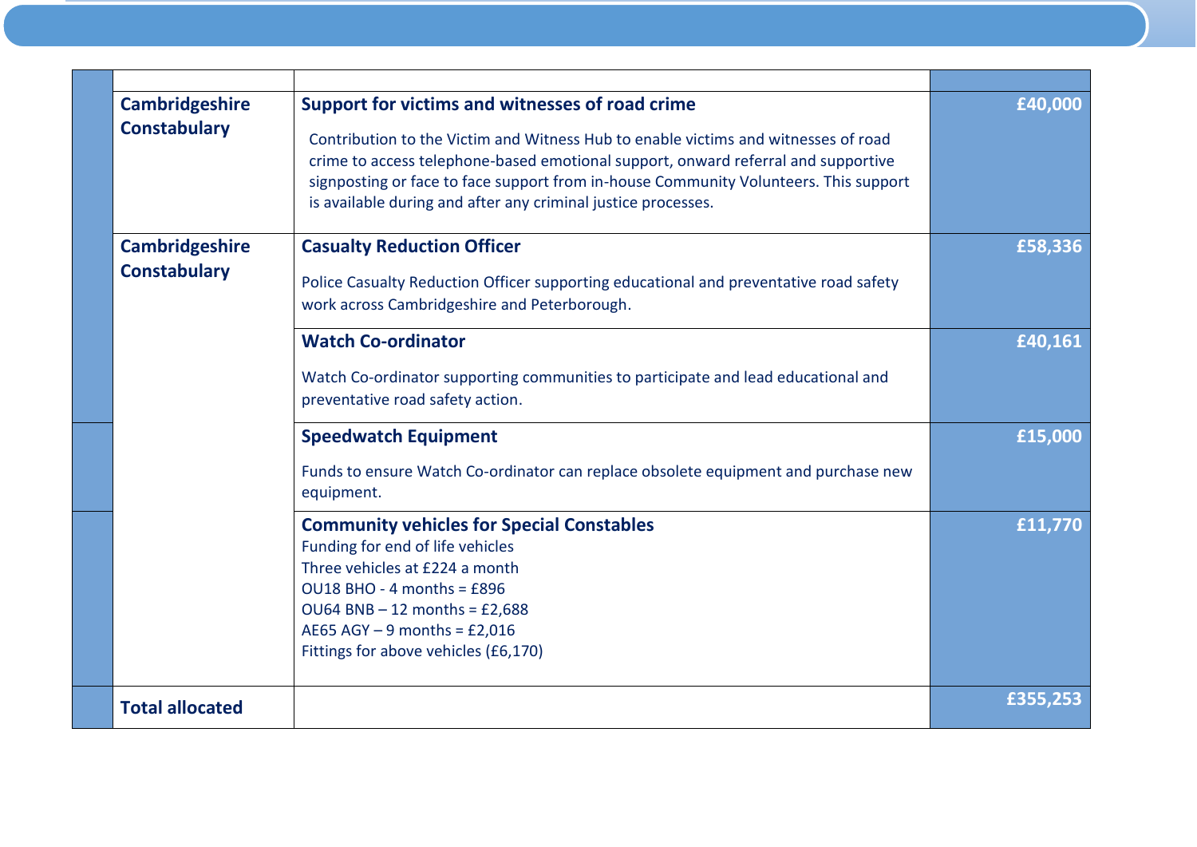| | | | |
|---|---|---|---|
| | **Cambridgeshire Constabulary** | **Support for victims and witnesses of road crime**<br><br>Contribution to the Victim and Witness Hub to enable victims and witnesses of road crime to access telephone-based emotional support, onward referral and supportive signposting or face to face support from in-house Community Volunteers. This support is available during and after any criminal justice processes. | **£40,000** |
| | **Cambridgeshire Constabulary** | **Casualty Reduction Officer**<br><br>Police Casualty Reduction Officer supporting educational and preventative road safety work across Cambridgeshire and Peterborough. | **£58,336** |
| | | **Watch Co-ordinator**<br><br>Watch Co-ordinator supporting communities to participate and lead educational and preventative road safety action. | **£40,161** |
| | | **Speedwatch Equipment**<br><br>Funds to ensure Watch Co-ordinator can replace obsolete equipment and purchase new equipment. | **£15,000** |
| | | **Community vehicles for Special Constables**<br>Funding for end of life vehicles<br>Three vehicles at £224 a month<br>OU18 BHO - 4 months = £896<br>OU64 BNB – 12 months = £2,688<br>AE65 AGY – 9 months = £2,016<br>Fittings for above vehicles (£6,170) | **£11,770** |
| | **Total allocated** | | **£355,253** |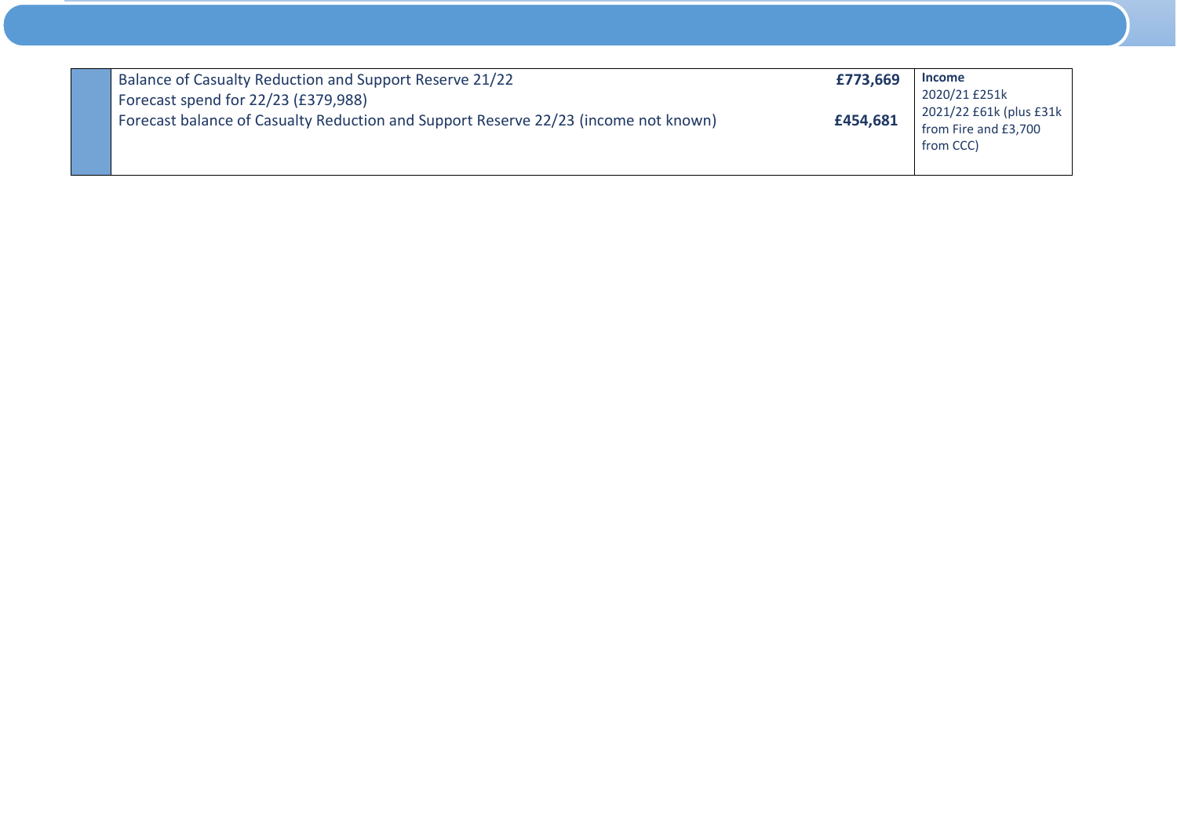| | | | |
|---|---|---|---|
| | Balance of Casualty Reduction and Support Reserve 21/22<br>Forecast spend for 22/23 (£379,988)<br>Forecast balance of Casualty Reduction and Support Reserve 22/23 (income not known) | **£773,669**<br><br>**£454,681** | **Income**<br>2020/21 £251k<br>2021/22 £61k (plus £31k from Fire and £3,700 from CCC) |